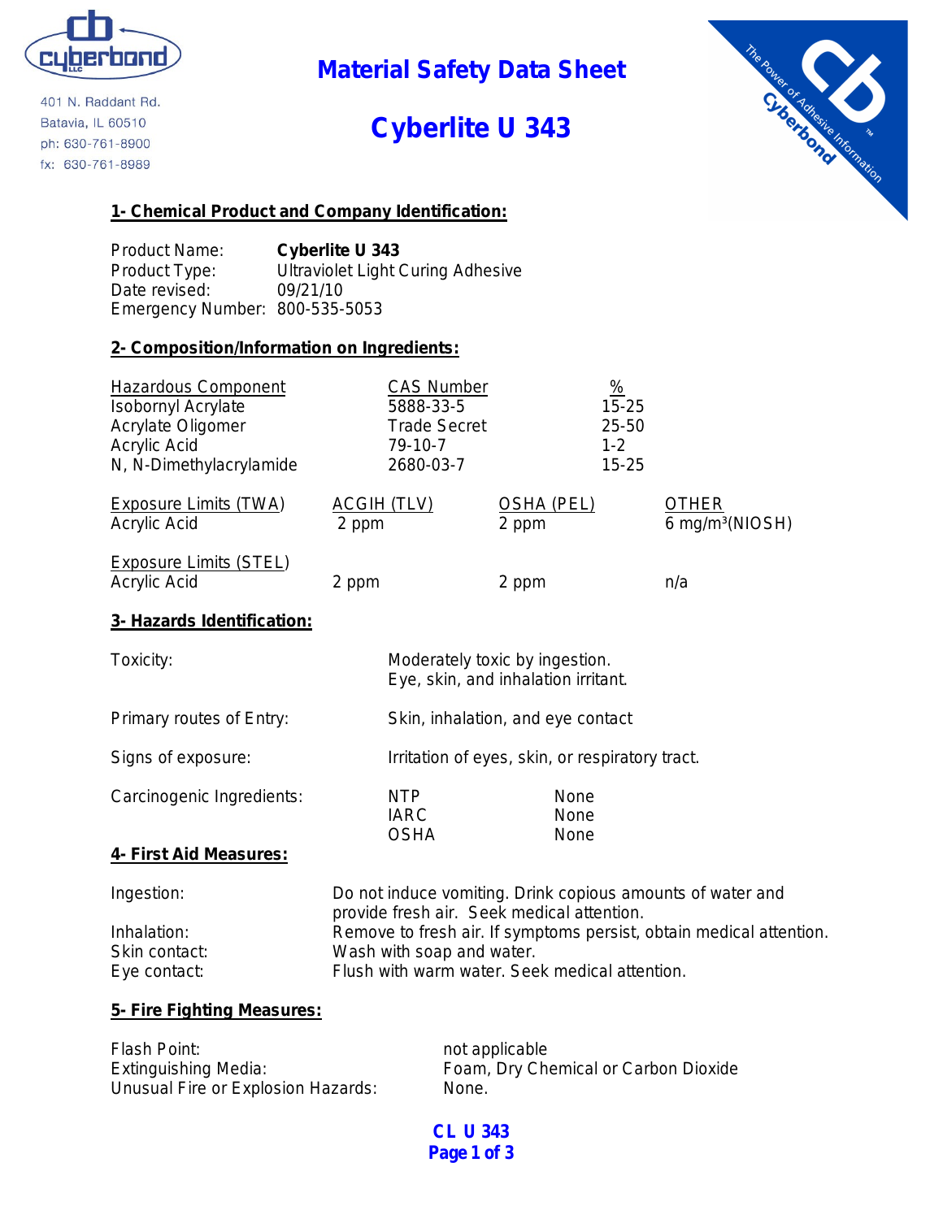401 N. Raddant Rd.
Batavia, IL 60510
ph: 630-761-8900
fx: 630-761-8989

# Material Safety Data Sheet

# Cyberlite U 343

## 1- Chemical Product and Company Identification:

| | |
|---|---|
| Product Name: | **Cyberlite U 343** |
| Product Type: | Ultraviolet Light Curing Adhesive |
| Date revised: | 09/21/10 |
| Emergency Number: | 800-535-5053 |

## 2- Composition/Information on Ingredients:

| Hazardous Component | CAS Number | % |
|---|---|---|
| Isobornyl Acrylate | 5888-33-5 | 15-25 |
| Acrylate Oligomer | Trade Secret | 25-50 |
| Acrylic Acid | 79-10-7 | 1-2 |
| N, N-Dimethylacrylamide | 2680-03-7 | 15-25 |

| Exposure Limits (TWA) | ACGIH (TLV) | OSHA (PEL) | OTHER |
|---|---|---|---|
| Acrylic Acid | 2 ppm | 2 ppm | 6 mg/m³(NIOSH) |

| Exposure Limits (STEL) | | | |
|---|---|---|---|
| Acrylic Acid | 2 ppm | 2 ppm | n/a |

## 3- Hazards Identification:

| | |
|---|---|
| Toxicity: | Moderately toxic by ingestion. Eye, skin, and inhalation irritant. |
| Primary routes of Entry: | Skin, inhalation, and eye contact |
| Signs of exposure: | Irritation of eyes, skin, or respiratory tract. |

| Carcinogenic Ingredients: | | |
|---|---|---|
| | NTP | None |
| | IARC | None |
| | OSHA | None |

## 4- First Aid Measures:

| | |
|---|---|
| Ingestion: | Do not induce vomiting. Drink copious amounts of water and provide fresh air. Seek medical attention. |
| Inhalation: | Remove to fresh air. If symptoms persist, obtain medical attention. |
| Skin contact: | Wash with soap and water. |
| Eye contact: | Flush with warm water. Seek medical attention. |

## 5- Fire Fighting Measures:

| | |
|---|---|
| Flash Point: | not applicable |
| Extinguishing Media: | Foam, Dry Chemical or Carbon Dioxide |
| Unusual Fire or Explosion Hazards: | None. |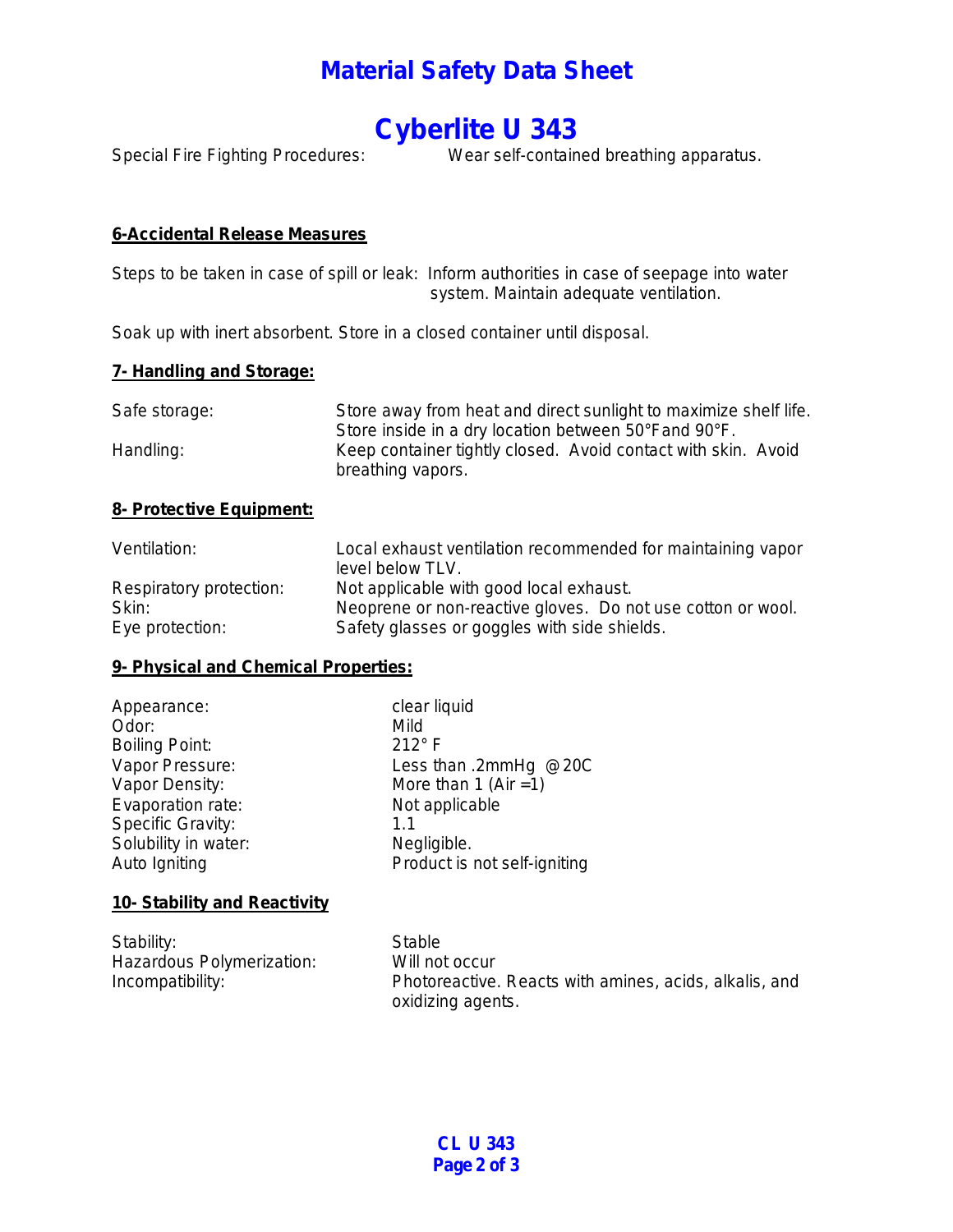Special Fire Fighting Procedures: Wear self-contained breathing apparatus.

**6-Accidental Release Measures**

Steps to be taken in case of spill or leak: Inform authorities in case of seepage into water system. Maintain adequate ventilation.

Soak up with inert absorbent. Store in a closed container until disposal.

**7- Handling and Storage:**

| | |
|---|---|
| Safe storage: | Store away from heat and direct sunlight to maximize shelf life. Store inside in a dry location between 50°F and 90°F. |
| Handling: | Keep container tightly closed. Avoid contact with skin. Avoid breathing vapors. |

**8- Protective Equipment:**

| | |
|---|---|
| Ventilation: | Local exhaust ventilation recommended for maintaining vapor level below TLV. |
| Respiratory protection: | Not applicable with good local exhaust. |
| Skin: | Neoprene or non-reactive gloves. Do not use cotton or wool. |
| Eye protection: | Safety glasses or goggles with side shields. |

**9- Physical and Chemical Properties:**

| | |
|---|---|
| Appearance: | clear liquid |
| Odor: | Mild |
| Boiling Point: | 212° F |
| Vapor Pressure: | Less than .2mmHg @20C |
| Vapor Density: | More than 1 (Air =1) |
| Evaporation rate: | Not applicable |
| Specific Gravity: | 1.1 |
| Solubility in water: | Negligible. |
| Auto Igniting | Product is not self-igniting |

**10- Stability and Reactivity**

| | |
|---|---|
| Stability: | Stable |
| Hazardous Polymerization: | Will not occur |
| Incompatibility: | Photoreactive. Reacts with amines, acids, alkalis, and oxidizing agents. |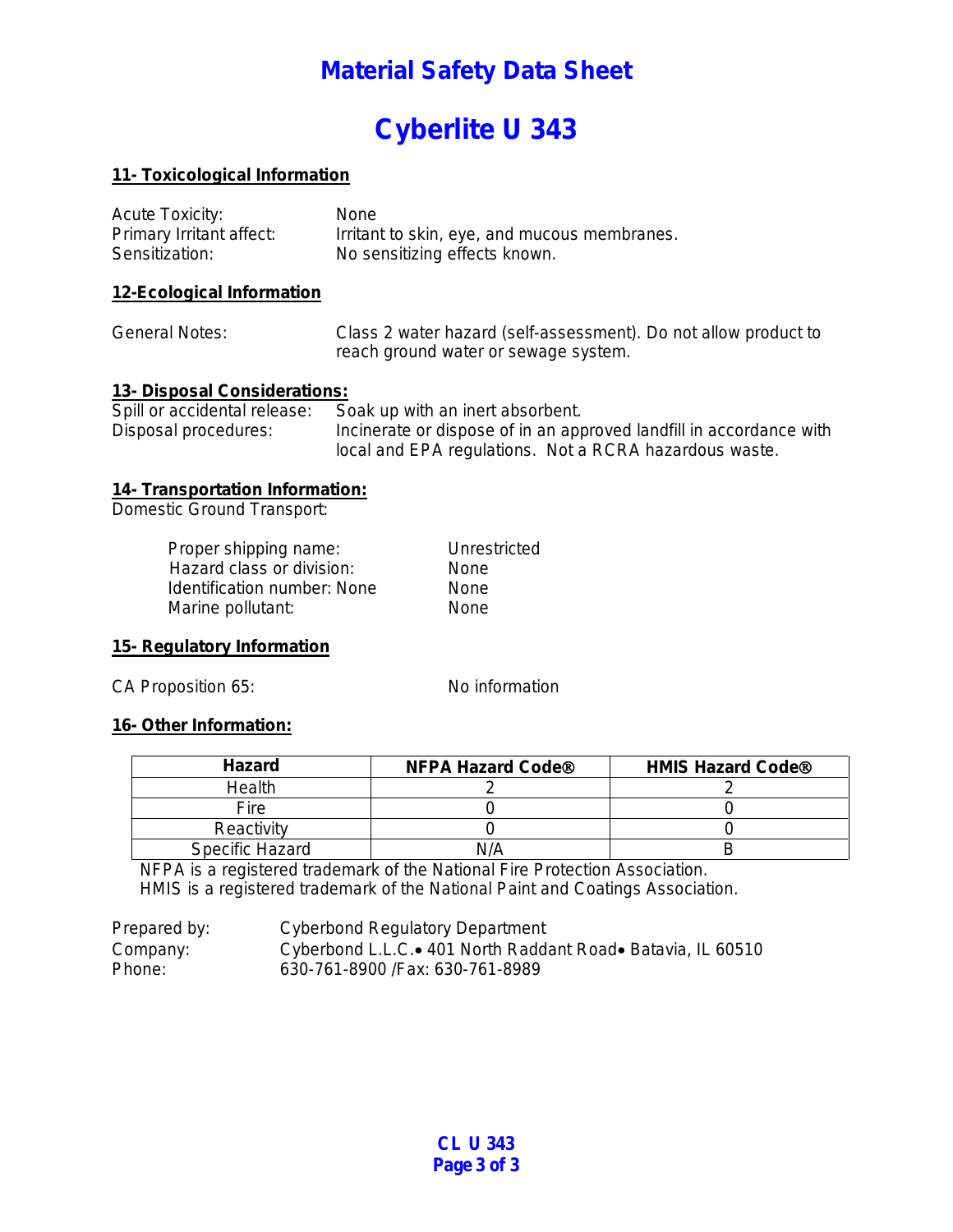# Material Safety Data Sheet

# Cyberlite U 343

## 11- Toxicological Information

| | |
|---|---|
| Acute Toxicity: | None |
| Primary Irritant affect: | Irritant to skin, eye, and mucous membranes. |
| Sensitization: | No sensitizing effects known. |

## 12-Ecological Information

| | |
|---|---|
| General Notes: | Class 2 water hazard (self-assessment). Do not allow product to reach ground water or sewage system. |

## 13- Disposal Considerations:

| | |
|---|---|
| Spill or accidental release: | Soak up with an inert absorbent. |
| Disposal procedures: | Incinerate or dispose of in an approved landfill in accordance with local and EPA regulations. Not a RCRA hazardous waste. |

## 14- Transportation Information:

Domestic Ground Transport:

| | |
|---|---|
| Proper shipping name: | Unrestricted |
| Hazard class or division: | None |
| Identification number: None | None |
| Marine pollutant: | None |

## 15- Regulatory Information

CA Proposition 65: No information

## 16- Other Information:

| Hazard | NFPA Hazard Code® | HMIS Hazard Code® |
|---|---|---|
| Health | 2 | 2 |
| Fire | 0 | 0 |
| Reactivity | 0 | 0 |
| Specific Hazard | N/A | B |

NFPA is a registered trademark of the National Fire Protection Association.
HMIS is a registered trademark of the National Paint and Coatings Association.

| | |
|---|---|
| Prepared by: | Cyberbond Regulatory Department |
| Company: | Cyberbond L.L.C.• 401 North Raddant Road• Batavia, IL 60510 |
| Phone: | 630-761-8900 /Fax: 630-761-8989 |

**CL U 343**